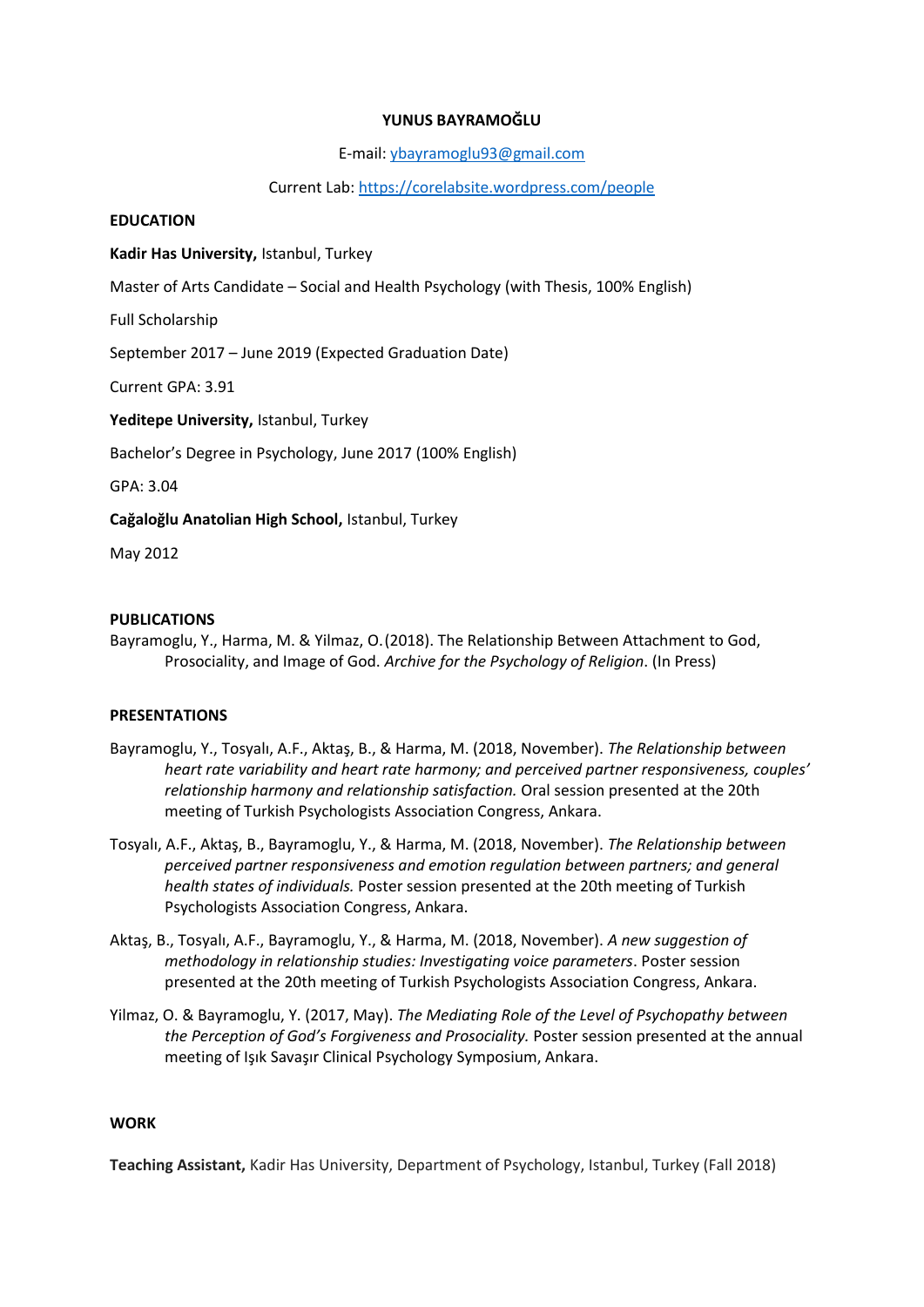# YUNUS BAYRAMOĞLU

E-mail: [ybayramoglu93@gmail.com](mailto:ybayramoglu93@gmail.com)

Current Lab: [https://corelabsite.wordpress.com/people](https://corelabsite.wordpress.com/people)

## EDUCATION

**Kadir Has University,** Istanbul, Turkey

Master of Arts Candidate – Social and Health Psychology (with Thesis, 100% English)

Full Scholarship

September 2017 – June 2019 (Expected Graduation Date)

Current GPA: 3.91

**Yeditepe University,** Istanbul, Turkey

Bachelor's Degree in Psychology, June 2017 (100% English)

GPA: 3.04

**Cağaloğlu Anatolian High School,** Istanbul, Turkey

May 2012

## PUBLICATIONS

Bayramoglu, Y., Harma, M. & Yilmaz, O. (2018). The Relationship Between Attachment to God, Prosociality, and Image of God. *Archive for the Psychology of Religion*. (In Press)

## PRESENTATIONS

Bayramoglu, Y., Tosyalı, A.F., Aktaş, B., & Harma, M. (2018, November). *The Relationship between heart rate variability and heart rate harmony; and perceived partner responsiveness, couples' relationship harmony and relationship satisfaction.* Oral session presented at the 20th meeting of Turkish Psychologists Association Congress, Ankara.

Tosyalı, A.F., Aktaş, B., Bayramoglu, Y., & Harma, M. (2018, November). *The Relationship between perceived partner responsiveness and emotion regulation between partners; and general health states of individuals.* Poster session presented at the 20th meeting of Turkish Psychologists Association Congress, Ankara.

Aktaş, B., Tosyalı, A.F., Bayramoglu, Y., & Harma, M. (2018, November). *A new suggestion of methodology in relationship studies: Investigating voice parameters*. Poster session presented at the 20th meeting of Turkish Psychologists Association Congress, Ankara.

Yilmaz, O. & Bayramoglu, Y. (2017, May). *The Mediating Role of the Level of Psychopathy between the Perception of God's Forgiveness and Prosociality.* Poster session presented at the annual meeting of Işık Savaşır Clinical Psychology Symposium, Ankara.

## WORK

**Teaching Assistant,** Kadir Has University, Department of Psychology, Istanbul, Turkey (Fall 2018)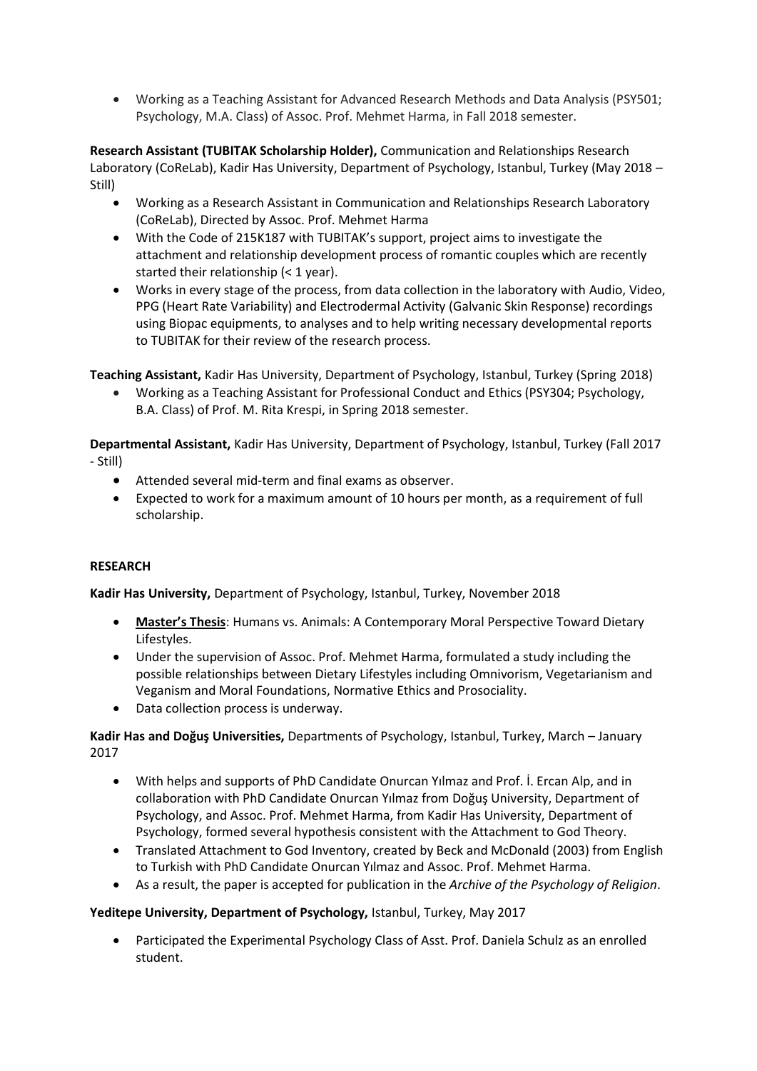- Working as a Teaching Assistant for Advanced Research Methods and Data Analysis (PSY501; Psychology, M.A. Class) of Assoc. Prof. Mehmet Harma, in Fall 2018 semester.

**Research Assistant (TUBITAK Scholarship Holder),** Communication and Relationships Research Laboratory (CoReLab), Kadir Has University, Department of Psychology, Istanbul, Turkey (May 2018 – Still)

- Working as a Research Assistant in Communication and Relationships Research Laboratory (CoReLab), Directed by Assoc. Prof. Mehmet Harma
- With the Code of 215K187 with TUBITAK's support, project aims to investigate the attachment and relationship development process of romantic couples which are recently started their relationship (< 1 year).
- Works in every stage of the process, from data collection in the laboratory with Audio, Video, PPG (Heart Rate Variability) and Electrodermal Activity (Galvanic Skin Response) recordings using Biopac equipments, to analyses and to help writing necessary developmental reports to TUBITAK for their review of the research process.

**Teaching Assistant,** Kadir Has University, Department of Psychology, Istanbul, Turkey (Spring 2018)

- Working as a Teaching Assistant for Professional Conduct and Ethics (PSY304; Psychology, B.A. Class) of Prof. M. Rita Krespi, in Spring 2018 semester.

**Departmental Assistant,** Kadir Has University, Department of Psychology, Istanbul, Turkey (Fall 2017 - Still)

- Attended several mid-term and final exams as observer.
- Expected to work for a maximum amount of 10 hours per month, as a requirement of full scholarship.

**RESEARCH**

**Kadir Has University,** Department of Psychology, Istanbul, Turkey, November 2018

- **Master's Thesis**: Humans vs. Animals: A Contemporary Moral Perspective Toward Dietary Lifestyles.
- Under the supervision of Assoc. Prof. Mehmet Harma, formulated a study including the possible relationships between Dietary Lifestyles including Omnivorism, Vegetarianism and Veganism and Moral Foundations, Normative Ethics and Prosociality.
- Data collection process is underway.

**Kadir Has and Doğuş Universities,** Departments of Psychology, Istanbul, Turkey, March – January 2017

- With helps and supports of PhD Candidate Onurcan Yılmaz and Prof. İ. Ercan Alp, and in collaboration with PhD Candidate Onurcan Yılmaz from Doğuş University, Department of Psychology, and Assoc. Prof. Mehmet Harma, from Kadir Has University, Department of Psychology, formed several hypothesis consistent with the Attachment to God Theory.
- Translated Attachment to God Inventory, created by Beck and McDonald (2003) from English to Turkish with PhD Candidate Onurcan Yılmaz and Assoc. Prof. Mehmet Harma.
- As a result, the paper is accepted for publication in the *Archive of the Psychology of Religion*.

**Yeditepe University, Department of Psychology,** Istanbul, Turkey, May 2017

- Participated the Experimental Psychology Class of Asst. Prof. Daniela Schulz as an enrolled student.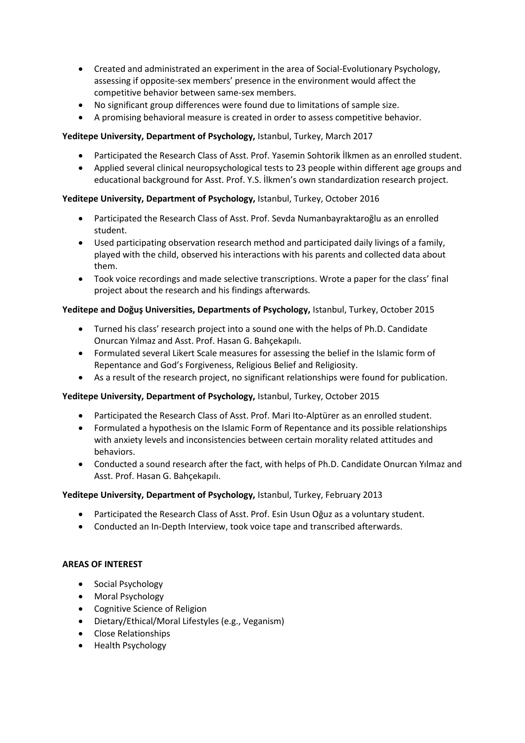- Created and administrated an experiment in the area of Social-Evolutionary Psychology, assessing if opposite-sex members' presence in the environment would affect the competitive behavior between same-sex members.
- No significant group differences were found due to limitations of sample size.
- A promising behavioral measure is created in order to assess competitive behavior.

**Yeditepe University, Department of Psychology,** Istanbul, Turkey, March 2017

- Participated the Research Class of Asst. Prof. Yasemin Sohtorik İlkmen as an enrolled student.
- Applied several clinical neuropsychological tests to 23 people within different age groups and educational background for Asst. Prof. Y.S. İlkmen's own standardization research project.

**Yeditepe University, Department of Psychology,** Istanbul, Turkey, October 2016

- Participated the Research Class of Asst. Prof. Sevda Numanbayraktaroğlu as an enrolled student.
- Used participating observation research method and participated daily livings of a family, played with the child, observed his interactions with his parents and collected data about them.
- Took voice recordings and made selective transcriptions. Wrote a paper for the class' final project about the research and his findings afterwards.

**Yeditepe and Doğuş Universities, Departments of Psychology,** Istanbul, Turkey, October 2015

- Turned his class' research project into a sound one with the helps of Ph.D. Candidate Onurcan Yılmaz and Asst. Prof. Hasan G. Bahçekapılı.
- Formulated several Likert Scale measures for assessing the belief in the Islamic form of Repentance and God's Forgiveness, Religious Belief and Religiosity.
- As a result of the research project, no significant relationships were found for publication.

**Yeditepe University, Department of Psychology,** Istanbul, Turkey, October 2015

- Participated the Research Class of Asst. Prof. Mari Ito-Alptürer as an enrolled student.
- Formulated a hypothesis on the Islamic Form of Repentance and its possible relationships with anxiety levels and inconsistencies between certain morality related attitudes and behaviors.
- Conducted a sound research after the fact, with helps of Ph.D. Candidate Onurcan Yılmaz and Asst. Prof. Hasan G. Bahçekapılı.

**Yeditepe University, Department of Psychology,** Istanbul, Turkey, February 2013

- Participated the Research Class of Asst. Prof. Esin Usun Oğuz as a voluntary student.
- Conducted an In-Depth Interview, took voice tape and transcribed afterwards.

**AREAS OF INTEREST**

- Social Psychology
- Moral Psychology
- Cognitive Science of Religion
- Dietary/Ethical/Moral Lifestyles (e.g., Veganism)
- Close Relationships
- Health Psychology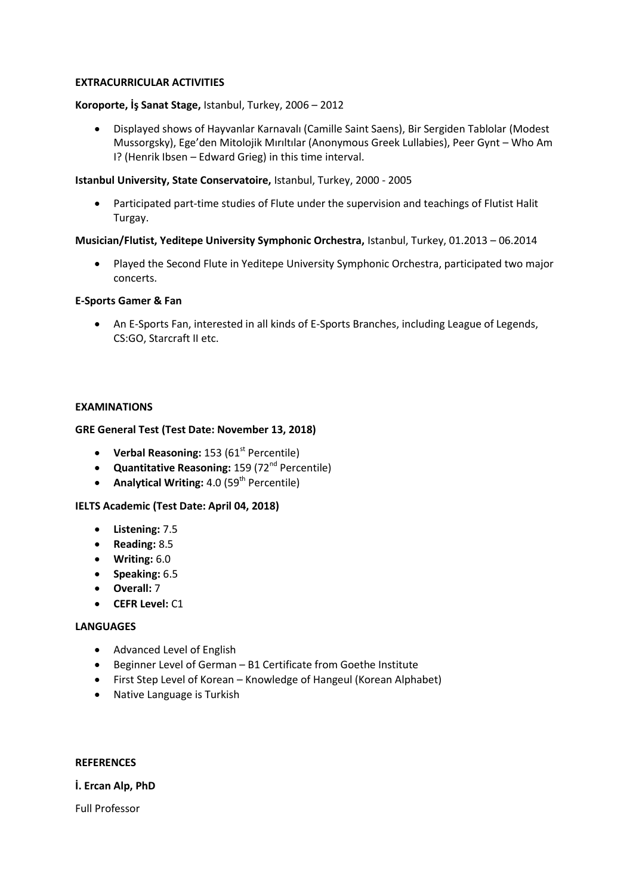## EXTRACURRICULAR ACTIVITIES

**Koroporte, İş Sanat Stage,** Istanbul, Turkey, 2006 – 2012

- Displayed shows of Hayvanlar Karnavalı (Camille Saint Saens), Bir Sergiden Tablolar (Modest Mussorgsky), Ege'den Mitolojik Mırıltılar (Anonymous Greek Lullabies), Peer Gynt – Who Am I? (Henrik Ibsen – Edward Grieg) in this time interval.

**Istanbul University, State Conservatoire,** Istanbul, Turkey, 2000 - 2005

- Participated part-time studies of Flute under the supervision and teachings of Flutist Halit Turgay.

**Musician/Flutist, Yeditepe University Symphonic Orchestra,** Istanbul, Turkey, 01.2013 – 06.2014

- Played the Second Flute in Yeditepe University Symphonic Orchestra, participated two major concerts.

**E-Sports Gamer & Fan**

- An E-Sports Fan, interested in all kinds of E-Sports Branches, including League of Legends, CS:GO, Starcraft II etc.

## EXAMINATIONS

**GRE General Test (Test Date: November 13, 2018)**

- **Verbal Reasoning:** 153 (61st Percentile)
- **Quantitative Reasoning:** 159 (72nd Percentile)
- **Analytical Writing:** 4.0 (59th Percentile)

**IELTS Academic (Test Date: April 04, 2018)**

- **Listening:** 7.5
- **Reading:** 8.5
- **Writing:** 6.0
- **Speaking:** 6.5
- **Overall:** 7
- **CEFR Level:** C1

## LANGUAGES

- Advanced Level of English
- Beginner Level of German – B1 Certificate from Goethe Institute
- First Step Level of Korean – Knowledge of Hangeul (Korean Alphabet)
- Native Language is Turkish

## REFERENCES

**İ. Ercan Alp, PhD**

Full Professor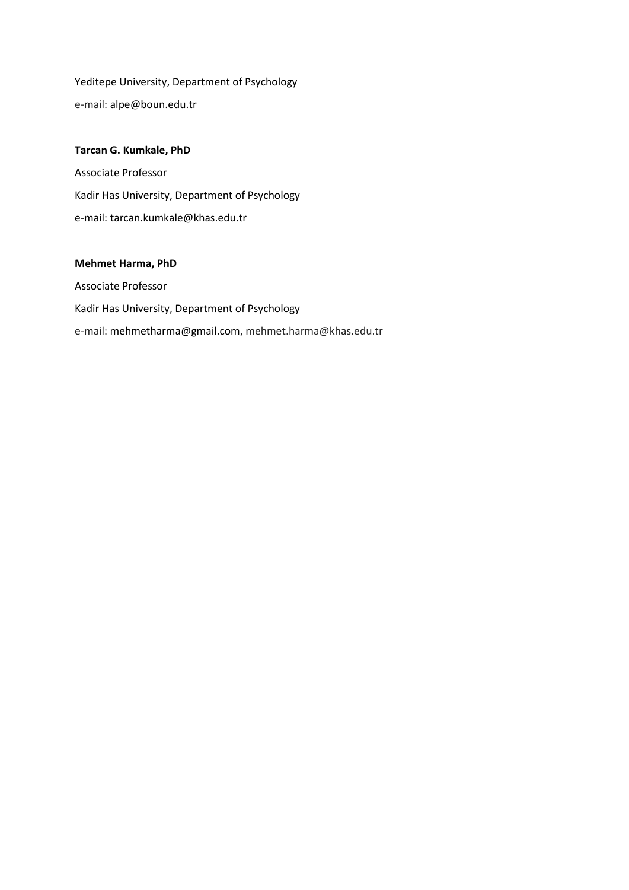Yeditepe University, Department of Psychology

e-mail: alpe@boun.edu.tr

**Tarcan G. Kumkale, PhD**

Associate Professor

Kadir Has University, Department of Psychology

e-mail: tarcan.kumkale@khas.edu.tr

**Mehmet Harma, PhD**

Associate Professor

Kadir Has University, Department of Psychology

e-mail: mehmetharma@gmail.com, mehmet.harma@khas.edu.tr